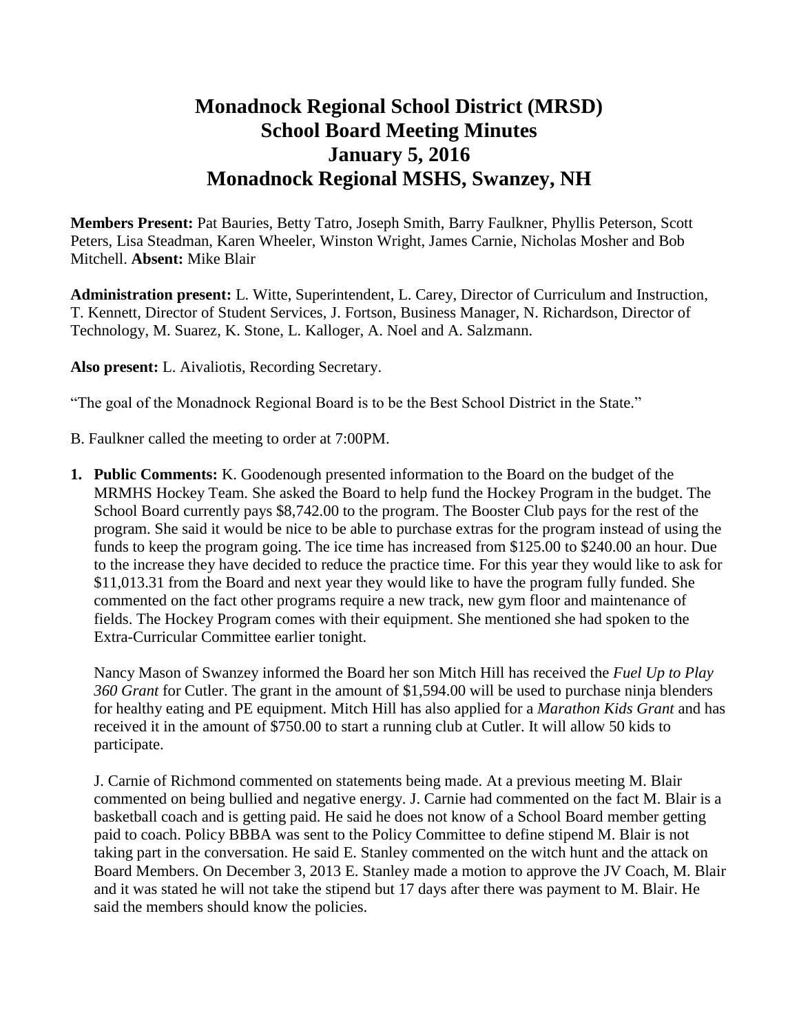# Monadnock Regional School District (MRSD)
# School Board Meeting Minutes
# January 5, 2016
# Monadnock Regional MSHS, Swanzey, NH

**Members Present:** Pat Bauries, Betty Tatro, Joseph Smith, Barry Faulkner, Phyllis Peterson, Scott Peters, Lisa Steadman, Karen Wheeler, Winston Wright, James Carnie, Nicholas Mosher and Bob Mitchell. **Absent:** Mike Blair

**Administration present:** L. Witte, Superintendent, L. Carey, Director of Curriculum and Instruction, T. Kennett, Director of Student Services, J. Fortson, Business Manager, N. Richardson, Director of Technology, M. Suarez, K. Stone, L. Kalloger, A. Noel and A. Salzmann.

**Also present:** L. Aivaliotis, Recording Secretary.

"The goal of the Monadnock Regional Board is to be the Best School District in the State."

B. Faulkner called the meeting to order at 7:00PM.

1. **Public Comments:** K. Goodenough presented information to the Board on the budget of the MRMHS Hockey Team. She asked the Board to help fund the Hockey Program in the budget. The School Board currently pays $8,742.00 to the program. The Booster Club pays for the rest of the program. She said it would be nice to be able to purchase extras for the program instead of using the funds to keep the program going. The ice time has increased from $125.00 to $240.00 an hour. Due to the increase they have decided to reduce the practice time. For this year they would like to ask for $11,013.31 from the Board and next year they would like to have the program fully funded. She commented on the fact other programs require a new track, new gym floor and maintenance of fields. The Hockey Program comes with their equipment. She mentioned she had spoken to the Extra-Curricular Committee earlier tonight.

   Nancy Mason of Swanzey informed the Board her son Mitch Hill has received the *Fuel Up to Play 360 Grant* for Cutler. The grant in the amount of $1,594.00 will be used to purchase ninja blenders for healthy eating and PE equipment. Mitch Hill has also applied for a *Marathon Kids Grant* and has received it in the amount of $750.00 to start a running club at Cutler. It will allow 50 kids to participate.

   J. Carnie of Richmond commented on statements being made. At a previous meeting M. Blair commented on being bullied and negative energy. J. Carnie had commented on the fact M. Blair is a basketball coach and is getting paid. He said he does not know of a School Board member getting paid to coach. Policy BBBA was sent to the Policy Committee to define stipend M. Blair is not taking part in the conversation. He said E. Stanley commented on the witch hunt and the attack on Board Members. On December 3, 2013 E. Stanley made a motion to approve the JV Coach, M. Blair and it was stated he will not take the stipend but 17 days after there was payment to M. Blair. He said the members should know the policies.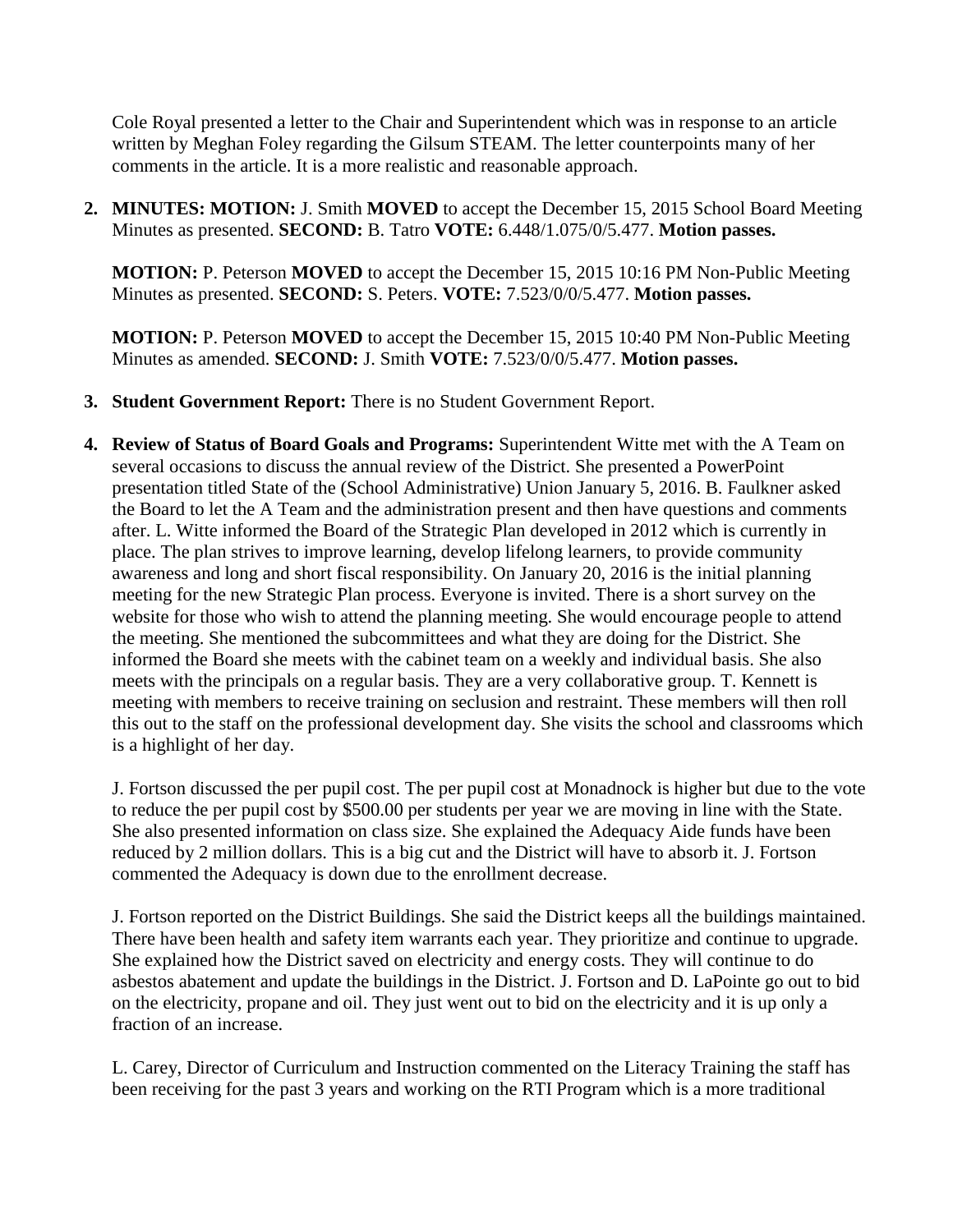Cole Royal presented a letter to the Chair and Superintendent which was in response to an article written by Meghan Foley regarding the Gilsum STEAM. The letter counterpoints many of her comments in the article. It is a more realistic and reasonable approach.

2. **MINUTES: MOTION:** J. Smith **MOVED** to accept the December 15, 2015 School Board Meeting Minutes as presented. **SECOND:** B. Tatro **VOTE:** 6.448/1.075/0/5.477. **Motion passes.**

   **MOTION:** P. Peterson **MOVED** to accept the December 15, 2015 10:16 PM Non-Public Meeting Minutes as presented. **SECOND:** S. Peters. **VOTE:** 7.523/0/0/5.477. **Motion passes.**

   **MOTION:** P. Peterson **MOVED** to accept the December 15, 2015 10:40 PM Non-Public Meeting Minutes as amended. **SECOND:** J. Smith **VOTE:** 7.523/0/0/5.477. **Motion passes.**

3. **Student Government Report:** There is no Student Government Report.

4. **Review of Status of Board Goals and Programs:** Superintendent Witte met with the A Team on several occasions to discuss the annual review of the District. She presented a PowerPoint presentation titled State of the (School Administrative) Union January 5, 2016. B. Faulkner asked the Board to let the A Team and the administration present and then have questions and comments after. L. Witte informed the Board of the Strategic Plan developed in 2012 which is currently in place. The plan strives to improve learning, develop lifelong learners, to provide community awareness and long and short fiscal responsibility. On January 20, 2016 is the initial planning meeting for the new Strategic Plan process. Everyone is invited. There is a short survey on the website for those who wish to attend the planning meeting. She would encourage people to attend the meeting. She mentioned the subcommittees and what they are doing for the District. She informed the Board she meets with the cabinet team on a weekly and individual basis. She also meets with the principals on a regular basis. They are a very collaborative group. T. Kennett is meeting with members to receive training on seclusion and restraint. These members will then roll this out to the staff on the professional development day. She visits the school and classrooms which is a highlight of her day.

   J. Fortson discussed the per pupil cost. The per pupil cost at Monadnock is higher but due to the vote to reduce the per pupil cost by $500.00 per students per year we are moving in line with the State. She also presented information on class size. She explained the Adequacy Aide funds have been reduced by 2 million dollars. This is a big cut and the District will have to absorb it. J. Fortson commented the Adequacy is down due to the enrollment decrease.

   J. Fortson reported on the District Buildings. She said the District keeps all the buildings maintained. There have been health and safety item warrants each year. They prioritize and continue to upgrade. She explained how the District saved on electricity and energy costs. They will continue to do asbestos abatement and update the buildings in the District. J. Fortson and D. LaPointe go out to bid on the electricity, propane and oil. They just went out to bid on the electricity and it is up only a fraction of an increase.

   L. Carey, Director of Curriculum and Instruction commented on the Literacy Training the staff has been receiving for the past 3 years and working on the RTI Program which is a more traditional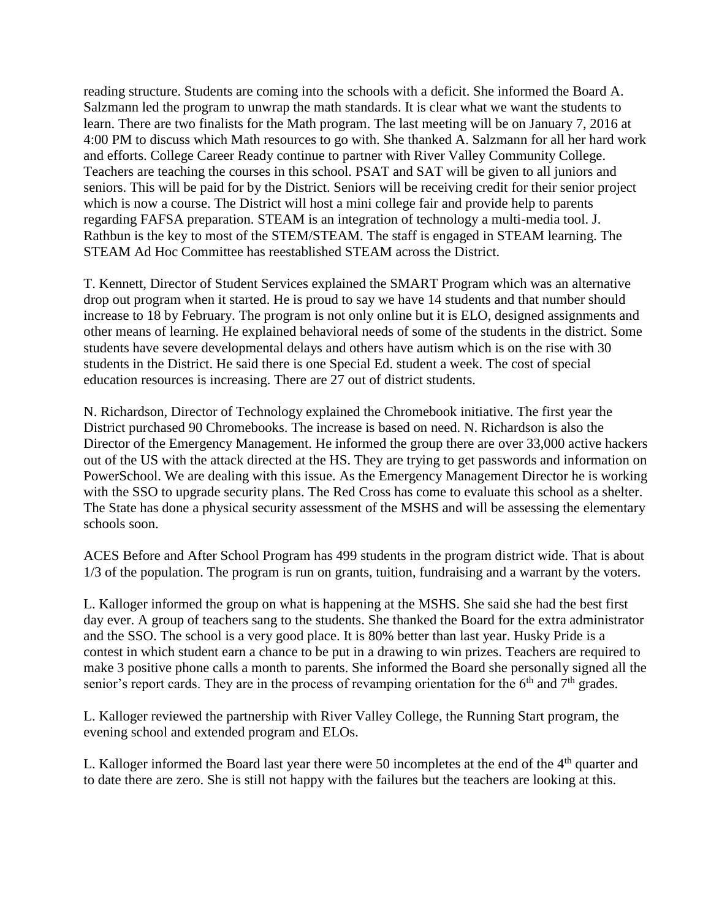reading structure. Students are coming into the schools with a deficit. She informed the Board A. Salzmann led the program to unwrap the math standards. It is clear what we want the students to learn. There are two finalists for the Math program. The last meeting will be on January 7, 2016 at 4:00 PM to discuss which Math resources to go with. She thanked A. Salzmann for all her hard work and efforts. College Career Ready continue to partner with River Valley Community College. Teachers are teaching the courses in this school. PSAT and SAT will be given to all juniors and seniors. This will be paid for by the District. Seniors will be receiving credit for their senior project which is now a course. The District will host a mini college fair and provide help to parents regarding FAFSA preparation. STEAM is an integration of technology a multi-media tool. J. Rathbun is the key to most of the STEM/STEAM. The staff is engaged in STEAM learning. The STEAM Ad Hoc Committee has reestablished STEAM across the District.

T. Kennett, Director of Student Services explained the SMART Program which was an alternative drop out program when it started. He is proud to say we have 14 students and that number should increase to 18 by February. The program is not only online but it is ELO, designed assignments and other means of learning. He explained behavioral needs of some of the students in the district. Some students have severe developmental delays and others have autism which is on the rise with 30 students in the District. He said there is one Special Ed. student a week. The cost of special education resources is increasing. There are 27 out of district students.

N. Richardson, Director of Technology explained the Chromebook initiative. The first year the District purchased 90 Chromebooks. The increase is based on need. N. Richardson is also the Director of the Emergency Management. He informed the group there are over 33,000 active hackers out of the US with the attack directed at the HS. They are trying to get passwords and information on PowerSchool. We are dealing with this issue. As the Emergency Management Director he is working with the SSO to upgrade security plans. The Red Cross has come to evaluate this school as a shelter. The State has done a physical security assessment of the MSHS and will be assessing the elementary schools soon.

ACES Before and After School Program has 499 students in the program district wide. That is about 1/3 of the population. The program is run on grants, tuition, fundraising and a warrant by the voters.

L. Kalloger informed the group on what is happening at the MSHS. She said she had the best first day ever. A group of teachers sang to the students. She thanked the Board for the extra administrator and the SSO. The school is a very good place. It is 80% better than last year. Husky Pride is a contest in which student earn a chance to be put in a drawing to win prizes. Teachers are required to make 3 positive phone calls a month to parents. She informed the Board she personally signed all the senior's report cards. They are in the process of revamping orientation for the 6th and 7th grades.

L. Kalloger reviewed the partnership with River Valley College, the Running Start program, the evening school and extended program and ELOs.

L. Kalloger informed the Board last year there were 50 incompletes at the end of the 4th quarter and to date there are zero. She is still not happy with the failures but the teachers are looking at this.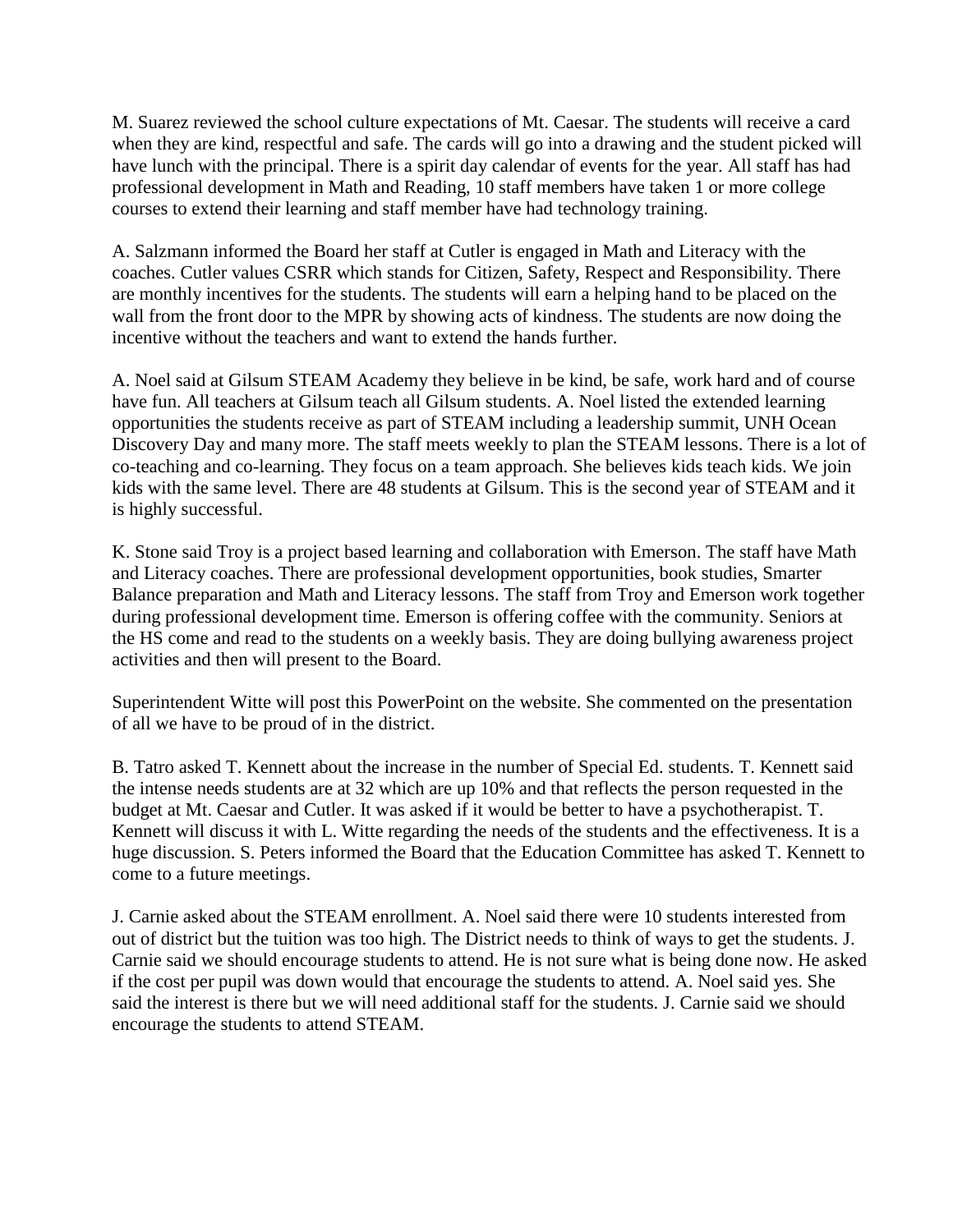M. Suarez reviewed the school culture expectations of Mt. Caesar. The students will receive a card when they are kind, respectful and safe. The cards will go into a drawing and the student picked will have lunch with the principal. There is a spirit day calendar of events for the year. All staff has had professional development in Math and Reading, 10 staff members have taken 1 or more college courses to extend their learning and staff member have had technology training.

A. Salzmann informed the Board her staff at Cutler is engaged in Math and Literacy with the coaches. Cutler values CSRR which stands for Citizen, Safety, Respect and Responsibility. There are monthly incentives for the students. The students will earn a helping hand to be placed on the wall from the front door to the MPR by showing acts of kindness. The students are now doing the incentive without the teachers and want to extend the hands further.

A. Noel said at Gilsum STEAM Academy they believe in be kind, be safe, work hard and of course have fun. All teachers at Gilsum teach all Gilsum students. A. Noel listed the extended learning opportunities the students receive as part of STEAM including a leadership summit, UNH Ocean Discovery Day and many more. The staff meets weekly to plan the STEAM lessons. There is a lot of co-teaching and co-learning. They focus on a team approach. She believes kids teach kids. We join kids with the same level. There are 48 students at Gilsum. This is the second year of STEAM and it is highly successful.

K. Stone said Troy is a project based learning and collaboration with Emerson. The staff have Math and Literacy coaches. There are professional development opportunities, book studies, Smarter Balance preparation and Math and Literacy lessons. The staff from Troy and Emerson work together during professional development time. Emerson is offering coffee with the community. Seniors at the HS come and read to the students on a weekly basis. They are doing bullying awareness project activities and then will present to the Board.

Superintendent Witte will post this PowerPoint on the website. She commented on the presentation of all we have to be proud of in the district.

B. Tatro asked T. Kennett about the increase in the number of Special Ed. students. T. Kennett said the intense needs students are at 32 which are up 10% and that reflects the person requested in the budget at Mt. Caesar and Cutler. It was asked if it would be better to have a psychotherapist. T. Kennett will discuss it with L. Witte regarding the needs of the students and the effectiveness. It is a huge discussion. S. Peters informed the Board that the Education Committee has asked T. Kennett to come to a future meetings.

J. Carnie asked about the STEAM enrollment. A. Noel said there were 10 students interested from out of district but the tuition was too high. The District needs to think of ways to get the students. J. Carnie said we should encourage students to attend. He is not sure what is being done now. He asked if the cost per pupil was down would that encourage the students to attend. A. Noel said yes. She said the interest is there but we will need additional staff for the students. J. Carnie said we should encourage the students to attend STEAM.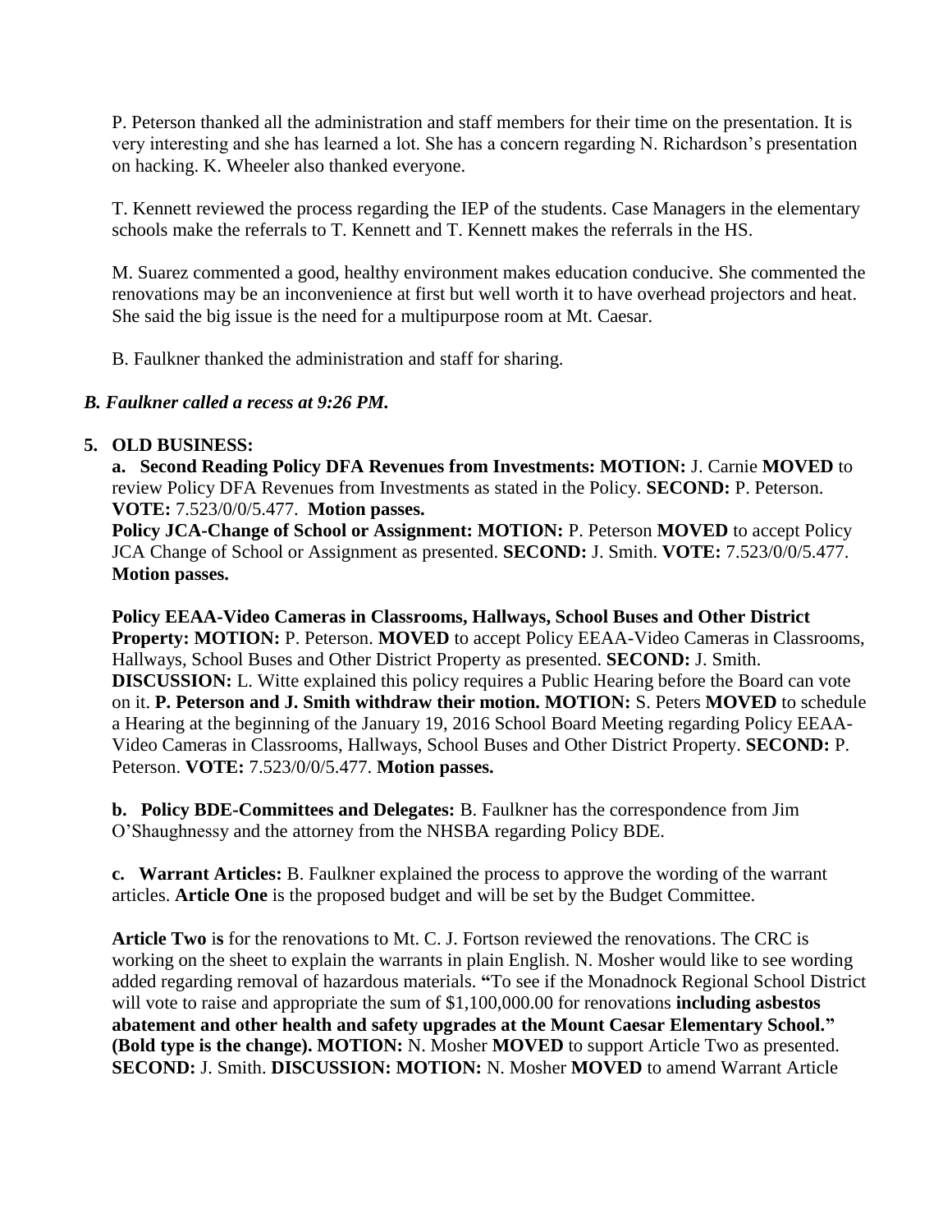P. Peterson thanked all the administration and staff members for their time on the presentation. It is very interesting and she has learned a lot. She has a concern regarding N. Richardson's presentation on hacking. K. Wheeler also thanked everyone.

T. Kennett reviewed the process regarding the IEP of the students. Case Managers in the elementary schools make the referrals to T. Kennett and T. Kennett makes the referrals in the HS.

M. Suarez commented a good, healthy environment makes education conducive. She commented the renovations may be an inconvenience at first but well worth it to have overhead projectors and heat. She said the big issue is the need for a multipurpose room at Mt. Caesar.

B. Faulkner thanked the administration and staff for sharing.

***B. Faulkner called a recess at 9:26 PM.***

**5. OLD BUSINESS:**

**a. Second Reading Policy DFA Revenues from Investments: MOTION:** J. Carnie **MOVED** to review Policy DFA Revenues from Investments as stated in the Policy. **SECOND:** P. Peterson. **VOTE:** 7.523/0/0/5.477. **Motion passes.**

**Policy JCA-Change of School or Assignment: MOTION:** P. Peterson **MOVED** to accept Policy JCA Change of School or Assignment as presented. **SECOND:** J. Smith. **VOTE:** 7.523/0/0/5.477. **Motion passes.**

**Policy EEAA-Video Cameras in Classrooms, Hallways, School Buses and Other District Property: MOTION:** P. Peterson. **MOVED** to accept Policy EEAA-Video Cameras in Classrooms, Hallways, School Buses and Other District Property as presented. **SECOND:** J. Smith. **DISCUSSION:** L. Witte explained this policy requires a Public Hearing before the Board can vote on it. **P. Peterson and J. Smith withdraw their motion. MOTION:** S. Peters **MOVED** to schedule a Hearing at the beginning of the January 19, 2016 School Board Meeting regarding Policy EEAA-Video Cameras in Classrooms, Hallways, School Buses and Other District Property. **SECOND:** P. Peterson. **VOTE:** 7.523/0/0/5.477. **Motion passes.**

**b. Policy BDE-Committees and Delegates:** B. Faulkner has the correspondence from Jim O'Shaughnessy and the attorney from the NHSBA regarding Policy BDE.

**c. Warrant Articles:** B. Faulkner explained the process to approve the wording of the warrant articles. **Article One** is the proposed budget and will be set by the Budget Committee.

**Article Two** is for the renovations to Mt. C. J. Fortson reviewed the renovations. The CRC is working on the sheet to explain the warrants in plain English. N. Mosher would like to see wording added regarding removal of hazardous materials. **"**To see if the Monadnock Regional School District will vote to raise and appropriate the sum of $1,100,000.00 for renovations **including asbestos abatement and other health and safety upgrades at the Mount Caesar Elementary School." (Bold type is the change). MOTION:** N. Mosher **MOVED** to support Article Two as presented. **SECOND:** J. Smith. **DISCUSSION: MOTION:** N. Mosher **MOVED** to amend Warrant Article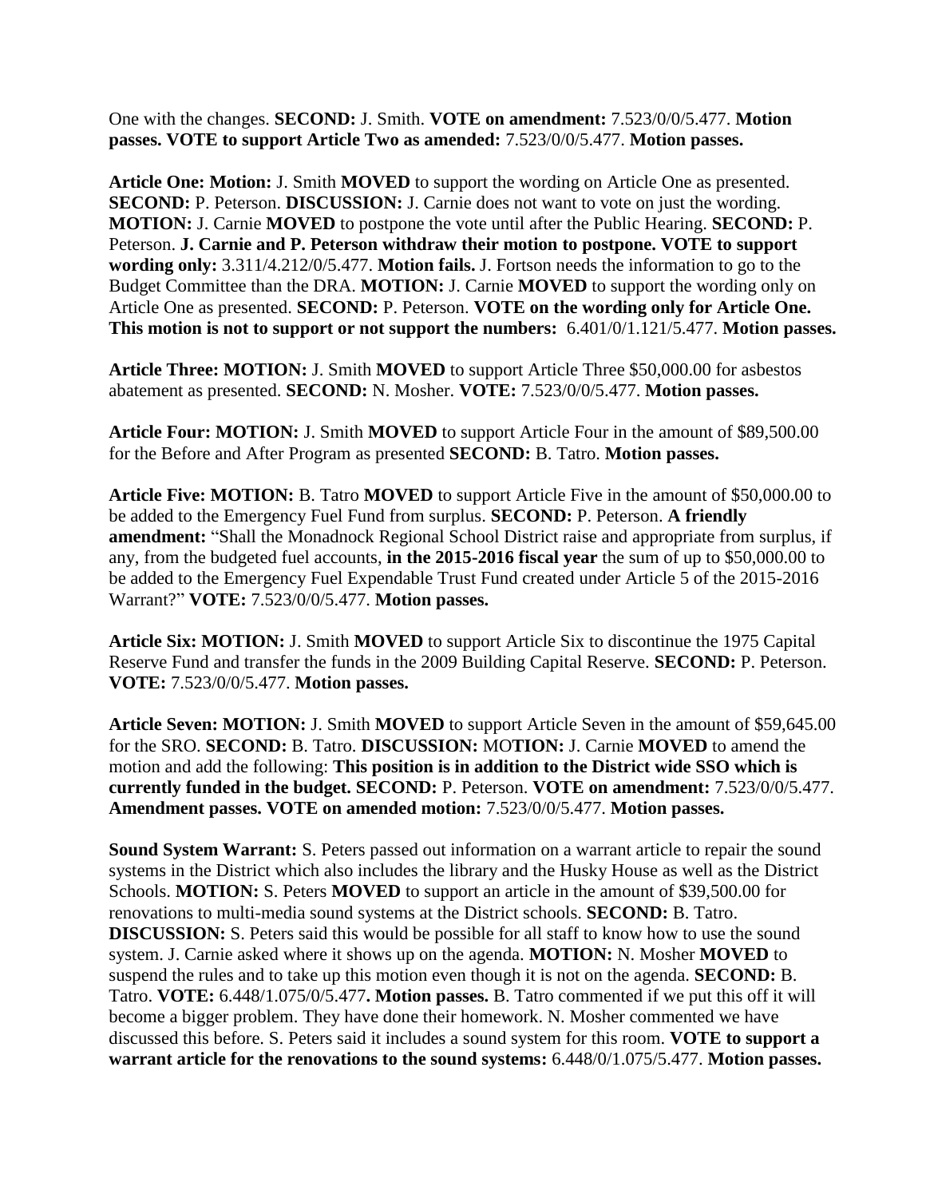One with the changes. **SECOND:** J. Smith. **VOTE on amendment:** 7.523/0/0/5.477. **Motion passes. VOTE to support Article Two as amended:** 7.523/0/0/5.477. **Motion passes.**

**Article One: Motion:** J. Smith **MOVED** to support the wording on Article One as presented. **SECOND:** P. Peterson. **DISCUSSION:** J. Carnie does not want to vote on just the wording. **MOTION:** J. Carnie **MOVED** to postpone the vote until after the Public Hearing. **SECOND:** P. Peterson. **J. Carnie and P. Peterson withdraw their motion to postpone. VOTE to support wording only:** 3.311/4.212/0/5.477. **Motion fails.** J. Fortson needs the information to go to the Budget Committee than the DRA. **MOTION:** J. Carnie **MOVED** to support the wording only on Article One as presented. **SECOND:** P. Peterson. **VOTE on the wording only for Article One. This motion is not to support or not support the numbers:** 6.401/0/1.121/5.477. **Motion passes.**

**Article Three: MOTION:** J. Smith **MOVED** to support Article Three $50,000.00 for asbestos abatement as presented. **SECOND:** N. Mosher. **VOTE:** 7.523/0/0/5.477. **Motion passes.**

**Article Four: MOTION:** J. Smith **MOVED** to support Article Four in the amount of $89,500.00 for the Before and After Program as presented **SECOND:** B. Tatro. **Motion passes.**

**Article Five: MOTION:** B. Tatro **MOVED** to support Article Five in the amount of $50,000.00 to be added to the Emergency Fuel Fund from surplus. **SECOND:** P. Peterson. **A friendly amendment:** "Shall the Monadnock Regional School District raise and appropriate from surplus, if any, from the budgeted fuel accounts, **in the 2015-2016 fiscal year** the sum of up to $50,000.00 to be added to the Emergency Fuel Expendable Trust Fund created under Article 5 of the 2015-2016 Warrant?" **VOTE:** 7.523/0/0/5.477. **Motion passes.**

**Article Six: MOTION:** J. Smith **MOVED** to support Article Six to discontinue the 1975 Capital Reserve Fund and transfer the funds in the 2009 Building Capital Reserve. **SECOND:** P. Peterson. **VOTE:** 7.523/0/0/5.477. **Motion passes.**

**Article Seven: MOTION:** J. Smith **MOVED** to support Article Seven in the amount of $59,645.00 for the SRO. **SECOND:** B. Tatro. **DISCUSSION: MOTION:** J. Carnie **MOVED** to amend the motion and add the following: **This position is in addition to the District wide SSO which is currently funded in the budget. SECOND:** P. Peterson. **VOTE on amendment:** 7.523/0/0/5.477. **Amendment passes. VOTE on amended motion:** 7.523/0/0/5.477. **Motion passes.**

**Sound System Warrant:** S. Peters passed out information on a warrant article to repair the sound systems in the District which also includes the library and the Husky House as well as the District Schools. **MOTION:** S. Peters **MOVED** to support an article in the amount of $39,500.00 for renovations to multi-media sound systems at the District schools. **SECOND:** B. Tatro. **DISCUSSION:** S. Peters said this would be possible for all staff to know how to use the sound system. J. Carnie asked where it shows up on the agenda. **MOTION:** N. Mosher **MOVED** to suspend the rules and to take up this motion even though it is not on the agenda. **SECOND:** B. Tatro. **VOTE:** 6.448/1.075/0/5.477**. Motion passes.** B. Tatro commented if we put this off it will become a bigger problem. They have done their homework. N. Mosher commented we have discussed this before. S. Peters said it includes a sound system for this room. **VOTE to support a warrant article for the renovations to the sound systems:** 6.448/0/1.075/5.477. **Motion passes.**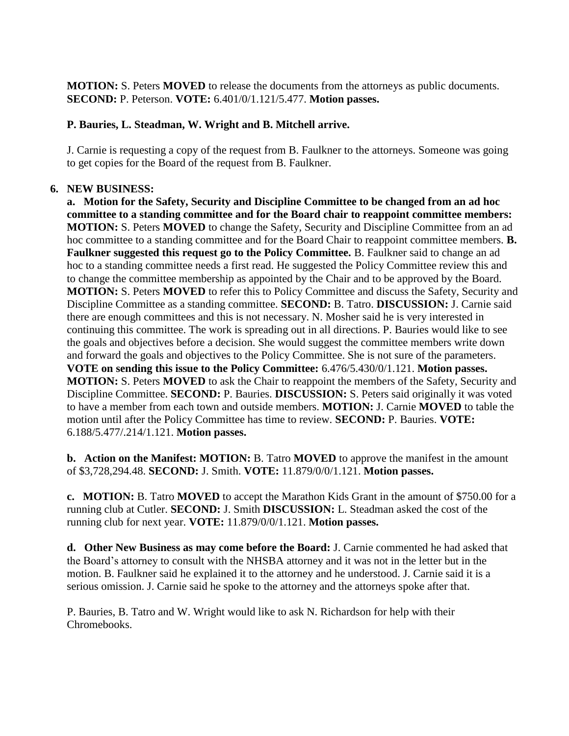**MOTION:** S. Peters **MOVED** to release the documents from the attorneys as public documents. **SECOND:** P. Peterson. **VOTE:** 6.401/0/1.121/5.477. **Motion passes.**

**P. Bauries, L. Steadman, W. Wright and B. Mitchell arrive.**

J. Carnie is requesting a copy of the request from B. Faulkner to the attorneys. Someone was going to get copies for the Board of the request from B. Faulkner.

**6. NEW BUSINESS:**

**a. Motion for the Safety, Security and Discipline Committee to be changed from an ad hoc committee to a standing committee and for the Board chair to reappoint committee members:** **MOTION:** S. Peters **MOVED** to change the Safety, Security and Discipline Committee from an ad hoc committee to a standing committee and for the Board Chair to reappoint committee members. **B. Faulkner suggested this request go to the Policy Committee.** B. Faulkner said to change an ad hoc to a standing committee needs a first read. He suggested the Policy Committee review this and to change the committee membership as appointed by the Chair and to be approved by the Board. **MOTION:** S. Peters **MOVED** to refer this to Policy Committee and discuss the Safety, Security and Discipline Committee as a standing committee. **SECOND:** B. Tatro. **DISCUSSION:** J. Carnie said there are enough committees and this is not necessary. N. Mosher said he is very interested in continuing this committee. The work is spreading out in all directions. P. Bauries would like to see the goals and objectives before a decision. She would suggest the committee members write down and forward the goals and objectives to the Policy Committee. She is not sure of the parameters. **VOTE on sending this issue to the Policy Committee:** 6.476/5.430/0/1.121. **Motion passes.** **MOTION:** S. Peters **MOVED** to ask the Chair to reappoint the members of the Safety, Security and Discipline Committee. **SECOND:** P. Bauries. **DISCUSSION:** S. Peters said originally it was voted to have a member from each town and outside members. **MOTION:** J. Carnie **MOVED** to table the motion until after the Policy Committee has time to review. **SECOND:** P. Bauries. **VOTE:** 6.188/5.477/.214/1.121. **Motion passes.**

**b. Action on the Manifest: MOTION:** B. Tatro **MOVED** to approve the manifest in the amount of $3,728,294.48. **SECOND:** J. Smith. **VOTE:** 11.879/0/0/1.121. **Motion passes.**

**c. MOTION:** B. Tatro **MOVED** to accept the Marathon Kids Grant in the amount of $750.00 for a running club at Cutler. **SECOND:** J. Smith **DISCUSSION:** L. Steadman asked the cost of the running club for next year. **VOTE:** 11.879/0/0/1.121. **Motion passes.**

**d. Other New Business as may come before the Board:** J. Carnie commented he had asked that the Board's attorney to consult with the NHSBA attorney and it was not in the letter but in the motion. B. Faulkner said he explained it to the attorney and he understood. J. Carnie said it is a serious omission. J. Carnie said he spoke to the attorney and the attorneys spoke after that.

P. Bauries, B. Tatro and W. Wright would like to ask N. Richardson for help with their Chromebooks.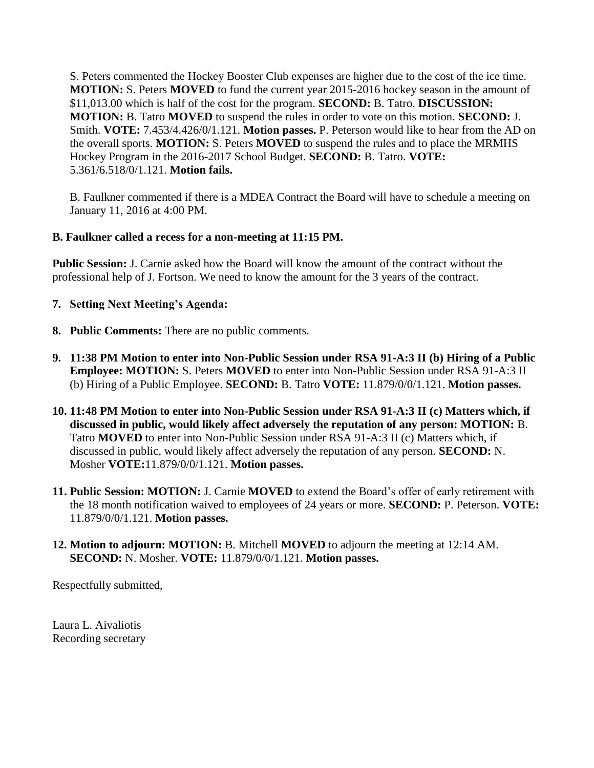S. Peters commented the Hockey Booster Club expenses are higher due to the cost of the ice time. **MOTION:** S. Peters **MOVED** to fund the current year 2015-2016 hockey season in the amount of $11,013.00 which is half of the cost for the program. **SECOND:** B. Tatro. **DISCUSSION: MOTION:** B. Tatro **MOVED** to suspend the rules in order to vote on this motion. **SECOND:** J. Smith. **VOTE:** 7.453/4.426/0/1.121. **Motion passes.** P. Peterson would like to hear from the AD on the overall sports. **MOTION:** S. Peters **MOVED** to suspend the rules and to place the MRMHS Hockey Program in the 2016-2017 School Budget. **SECOND:** B. Tatro. **VOTE:** 5.361/6.518/0/1.121. **Motion fails.**

B. Faulkner commented if there is a MDEA Contract the Board will have to schedule a meeting on January 11, 2016 at 4:00 PM.

**B. Faulkner called a recess for a non-meeting at 11:15 PM.**

**Public Session:** J. Carnie asked how the Board will know the amount of the contract without the professional help of J. Fortson. We need to know the amount for the 3 years of the contract.

7. **Setting Next Meeting's Agenda:**
8. **Public Comments:** There are no public comments.
9. **11:38 PM Motion to enter into Non-Public Session under RSA 91-A:3 II (b) Hiring of a Public Employee: MOTION:** S. Peters **MOVED** to enter into Non-Public Session under RSA 91-A:3 II (b) Hiring of a Public Employee. **SECOND:** B. Tatro **VOTE:** 11.879/0/0/1.121. **Motion passes.**
10. **11:48 PM Motion to enter into Non-Public Session under RSA 91-A:3 II (c) Matters which, if discussed in public, would likely affect adversely the reputation of any person: MOTION:** B. Tatro **MOVED** to enter into Non-Public Session under RSA 91-A:3 II (c) Matters which, if discussed in public, would likely affect adversely the reputation of any person. **SECOND:** N. Mosher **VOTE:**11.879/0/0/1.121. **Motion passes.**
11. **Public Session: MOTION:** J. Carnie **MOVED** to extend the Board's offer of early retirement with the 18 month notification waived to employees of 24 years or more. **SECOND:** P. Peterson. **VOTE:** 11.879/0/0/1.121. **Motion passes.**
12. **Motion to adjourn: MOTION:** B. Mitchell **MOVED** to adjourn the meeting at 12:14 AM. **SECOND:** N. Mosher. **VOTE:** 11.879/0/0/1.121. **Motion passes.**

Respectfully submitted,

Laura L. Aivaliotis
Recording secretary